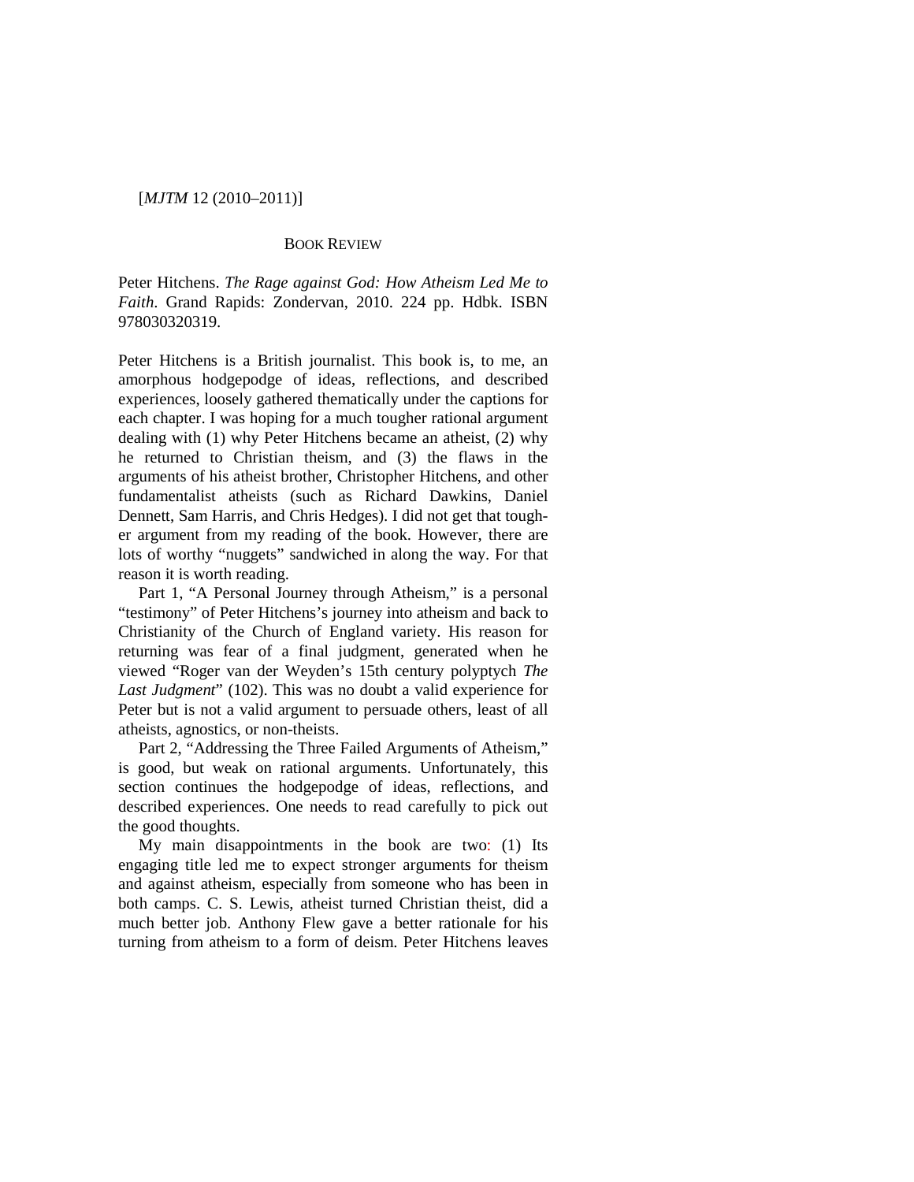[*MJTM* 12 (2010–2011)]

## BOOK REVIEW

Peter Hitchens. *The Rage against God: How Atheism Led Me to Faith*. Grand Rapids: Zondervan, 2010. 224 pp. Hdbk. ISBN 978030320319.

Peter Hitchens is a British journalist. This book is, to me, an amorphous hodgepodge of ideas, reflections, and described experiences, loosely gathered thematically under the captions for each chapter. I was hoping for a much tougher rational argument dealing with (1) why Peter Hitchens became an atheist, (2) why he returned to Christian theism, and (3) the flaws in the arguments of his atheist brother, Christopher Hitchens, and other fundamentalist atheists (such as Richard Dawkins, Daniel Dennett, Sam Harris, and Chris Hedges). I did not get that tougher argument from my reading of the book. However, there are lots of worthy "nuggets" sandwiched in along the way. For that reason it is worth reading.

Part 1, "A Personal Journey through Atheism," is a personal "testimony" of Peter Hitchens's journey into atheism and back to Christianity of the Church of England variety. His reason for returning was fear of a final judgment, generated when he viewed "Roger van der Weyden's 15th century polyptych *The Last Judgment*" (102). This was no doubt a valid experience for Peter but is not a valid argument to persuade others, least of all atheists, agnostics, or non-theists.

Part 2, "Addressing the Three Failed Arguments of Atheism," is good, but weak on rational arguments. Unfortunately, this section continues the hodgepodge of ideas, reflections, and described experiences. One needs to read carefully to pick out the good thoughts.

My main disappointments in the book are two: (1) Its engaging title led me to expect stronger arguments for theism and against atheism, especially from someone who has been in both camps. C. S. Lewis, atheist turned Christian theist, did a much better job. Anthony Flew gave a better rationale for his turning from atheism to a form of deism. Peter Hitchens leaves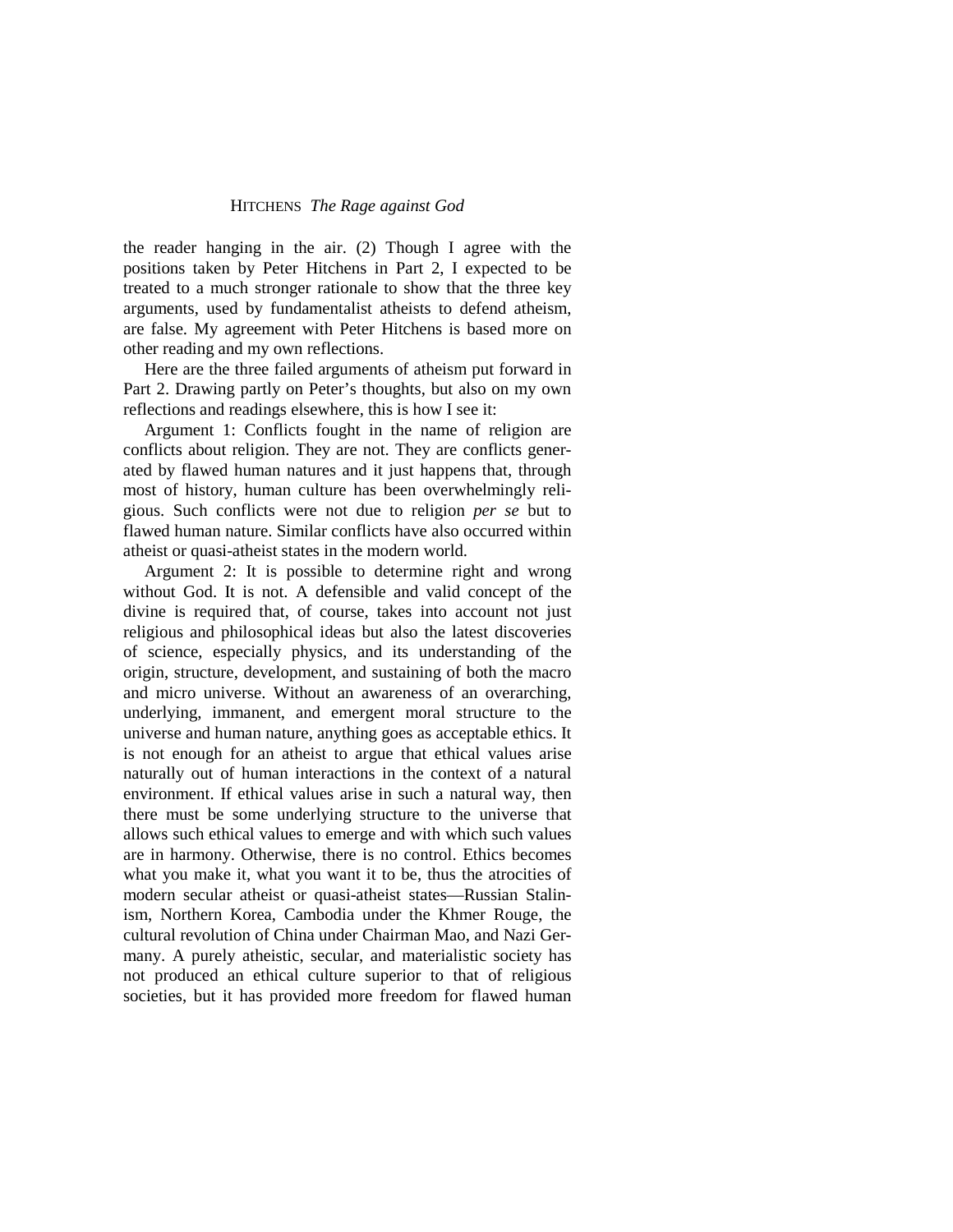the reader hanging in the air. (2) Though I agree with the positions taken by Peter Hitchens in Part 2, I expected to be treated to a much stronger rationale to show that the three key arguments, used by fundamentalist atheists to defend atheism, are false. My agreement with Peter Hitchens is based more on other reading and my own reflections.

Here are the three failed arguments of atheism put forward in Part 2. Drawing partly on Peter's thoughts, but also on my own reflections and readings elsewhere, this is how I see it:

Argument 1: Conflicts fought in the name of religion are conflicts about religion. They are not. They are conflicts generated by flawed human natures and it just happens that, through most of history, human culture has been overwhelmingly religious. Such conflicts were not due to religion *per se* but to flawed human nature. Similar conflicts have also occurred within atheist or quasi-atheist states in the modern world.

Argument 2: It is possible to determine right and wrong without God. It is not. A defensible and valid concept of the divine is required that, of course, takes into account not just religious and philosophical ideas but also the latest discoveries of science, especially physics, and its understanding of the origin, structure, development, and sustaining of both the macro and micro universe. Without an awareness of an overarching, underlying, immanent, and emergent moral structure to the universe and human nature, anything goes as acceptable ethics. It is not enough for an atheist to argue that ethical values arise naturally out of human interactions in the context of a natural environment. If ethical values arise in such a natural way, then there must be some underlying structure to the universe that allows such ethical values to emerge and with which such values are in harmony. Otherwise, there is no control. Ethics becomes what you make it, what you want it to be, thus the atrocities of modern secular atheist or quasi-atheist states—Russian Stalinism, Northern Korea, Cambodia under the Khmer Rouge, the cultural revolution of China under Chairman Mao, and Nazi Germany. A purely atheistic, secular, and materialistic society has not produced an ethical culture superior to that of religious societies, but it has provided more freedom for flawed human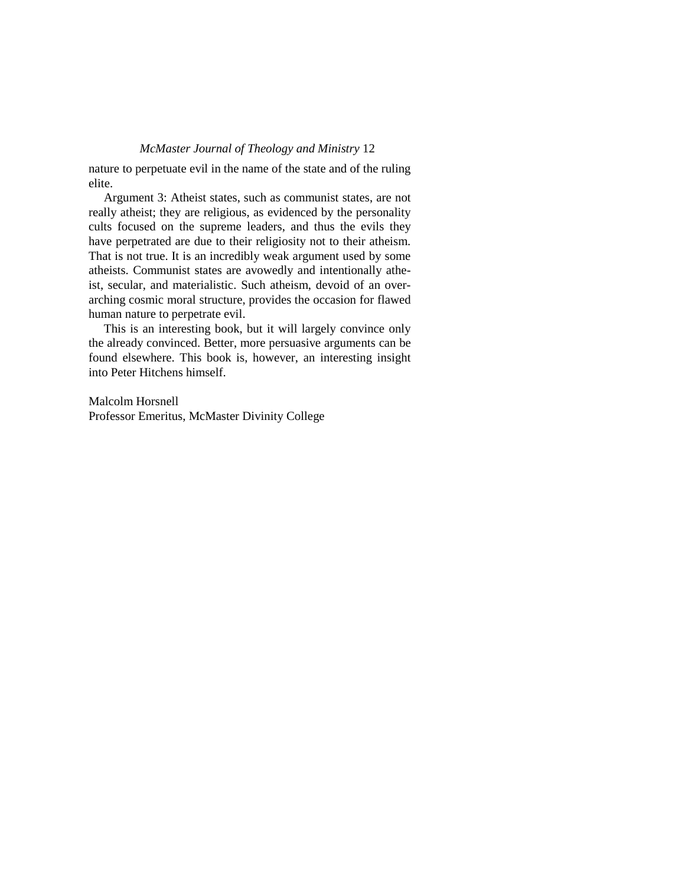nature to perpetuate evil in the name of the state and of the ruling elite.

Argument 3: Atheist states, such as communist states, are not really atheist; they are religious, as evidenced by the personality cults focused on the supreme leaders, and thus the evils they have perpetrated are due to their religiosity not to their atheism. That is not true. It is an incredibly weak argument used by some atheists. Communist states are avowedly and intentionally atheist, secular, and materialistic. Such atheism, devoid of an overarching cosmic moral structure, provides the occasion for flawed human nature to perpetrate evil.

This is an interesting book, but it will largely convince only the already convinced. Better, more persuasive arguments can be found elsewhere. This book is, however, an interesting insight into Peter Hitchens himself.

Malcolm Horsnell
Professor Emeritus, McMaster Divinity College